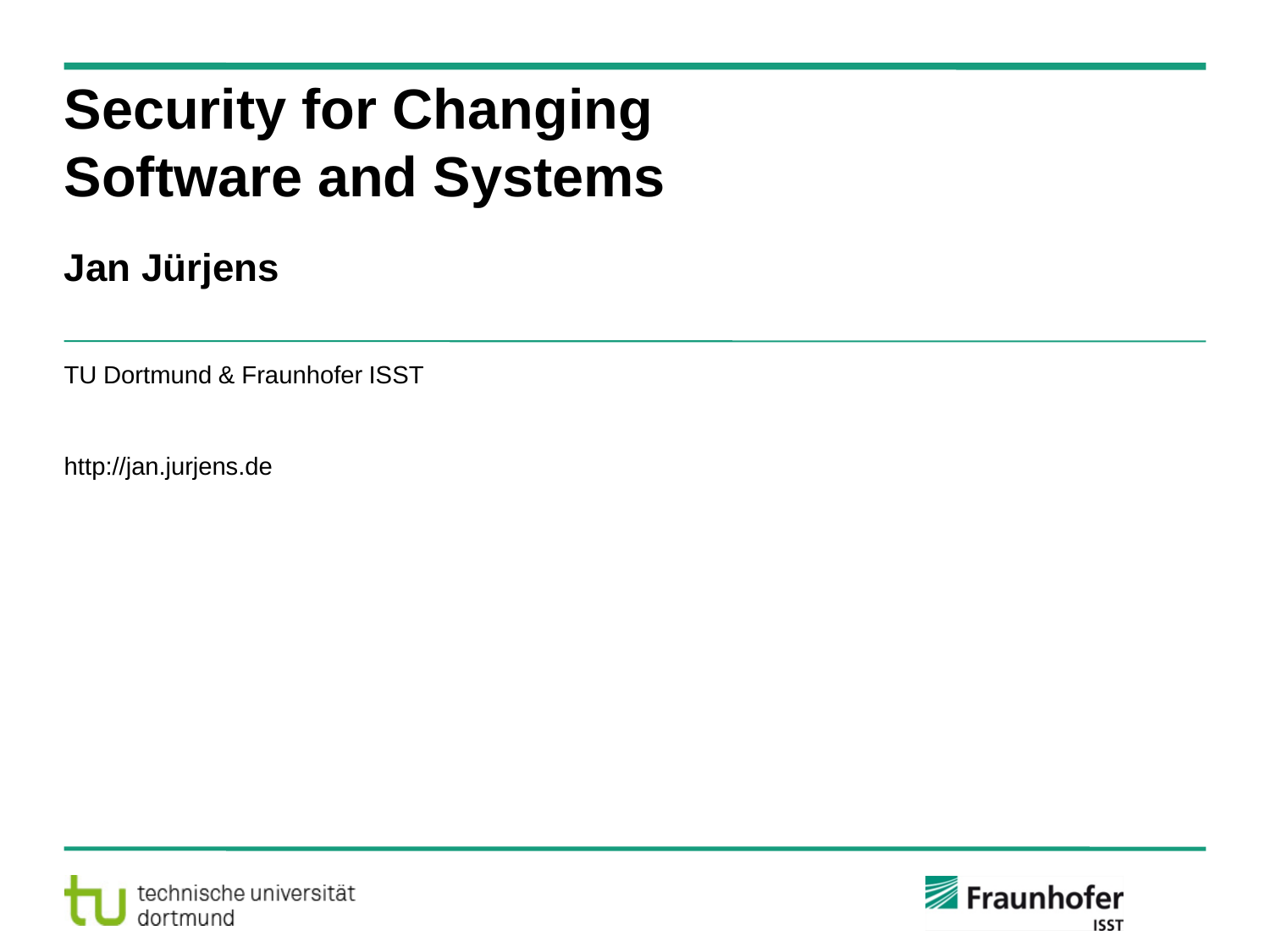# Security for Changing Software and Systems

**Jan Jürjens**

TU Dortmund & Fraunhofer ISST

http://jan.jurjens.de

technische universität dortmund

Fraunhofer ISST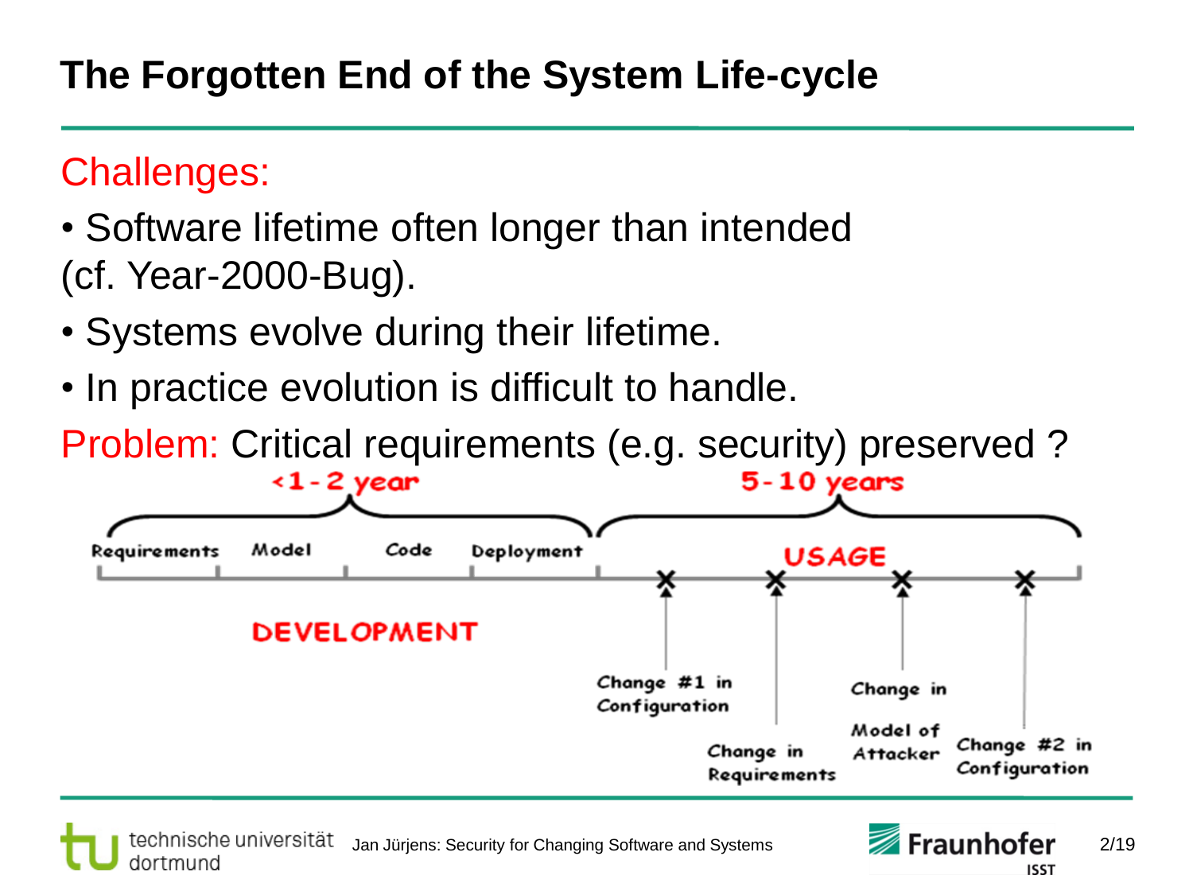# The Forgotten End of the System Life-cycle

Challenges:

- Software lifetime often longer than intended (cf. Year-2000-Bug).
- Systems evolve during their lifetime.
- In practice evolution is difficult to handle.

Problem: Critical requirements (e.g. security) preserved ?

<1-2 year — DEVELOPMENT: Requirements, Model, Code, Deployment

5-10 years — USAGE: Change #1 in Configuration, Change in Requirements, Change in Model of Attacker, Change #2 in Configuration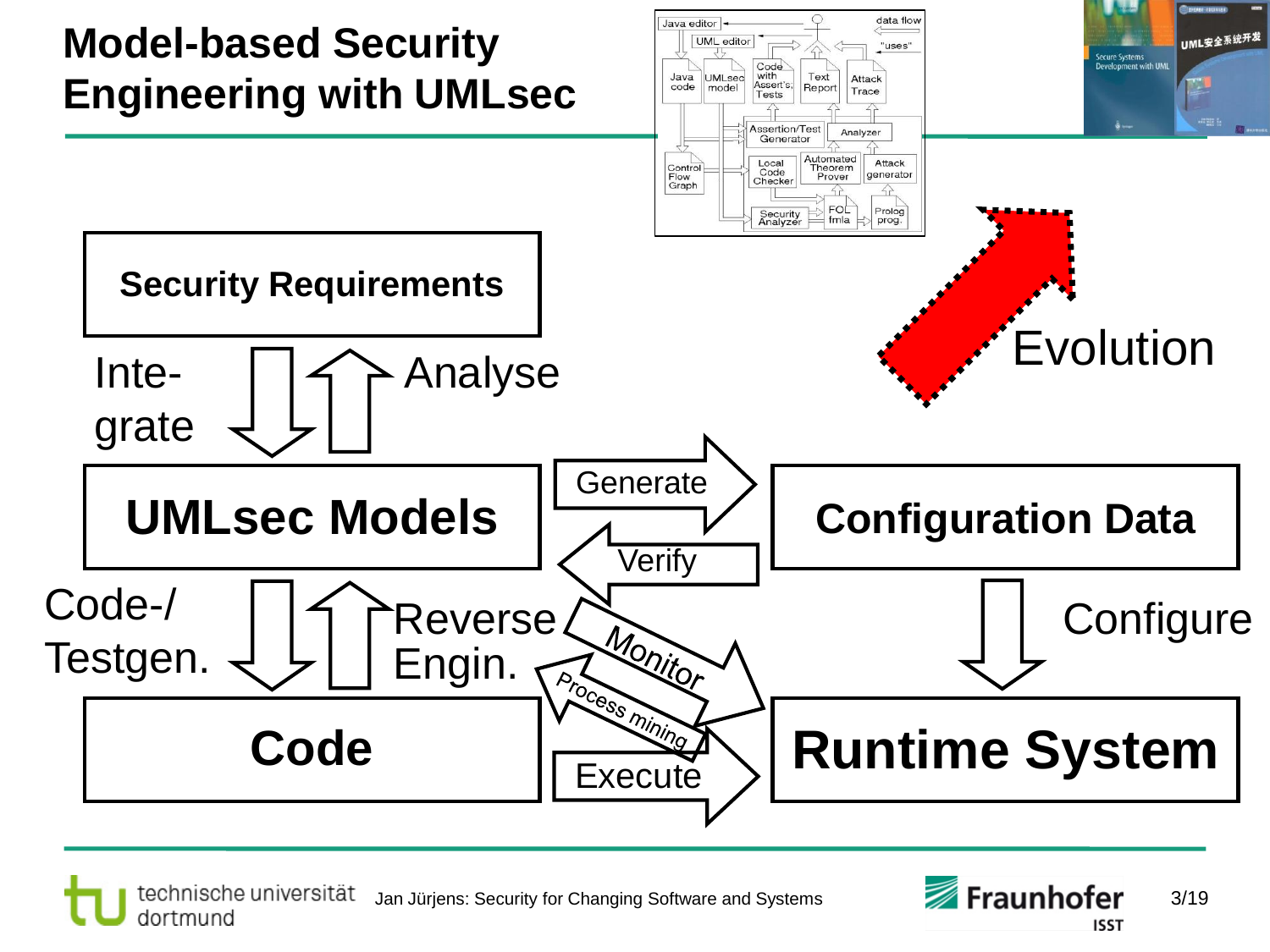# Model-based Security Engineering with UMLsec

Java editor | UML editor | data flow | "uses" | Java code | UMLsec model | Code with Assert's, Tests | Text Report | Attack Trace | Assertion/Test Generator | Analyzer | Control Flow Graph | Local Code Checker | Automated Theorem Prover | Attack generator | Security Analyzer | FOL fmla | Prolog prog.

Secure Systems Development with UML

UML安全系统开发

Evolution

**Security Requirements**

Inte-grate | Analyse

**UMLsec Models**

Generate | Verify

**Configuration Data**

Code-/ Testgen. | Reverse Engin.

Configure

Monitor | Process mining

**Code**

Execute

**Runtime System**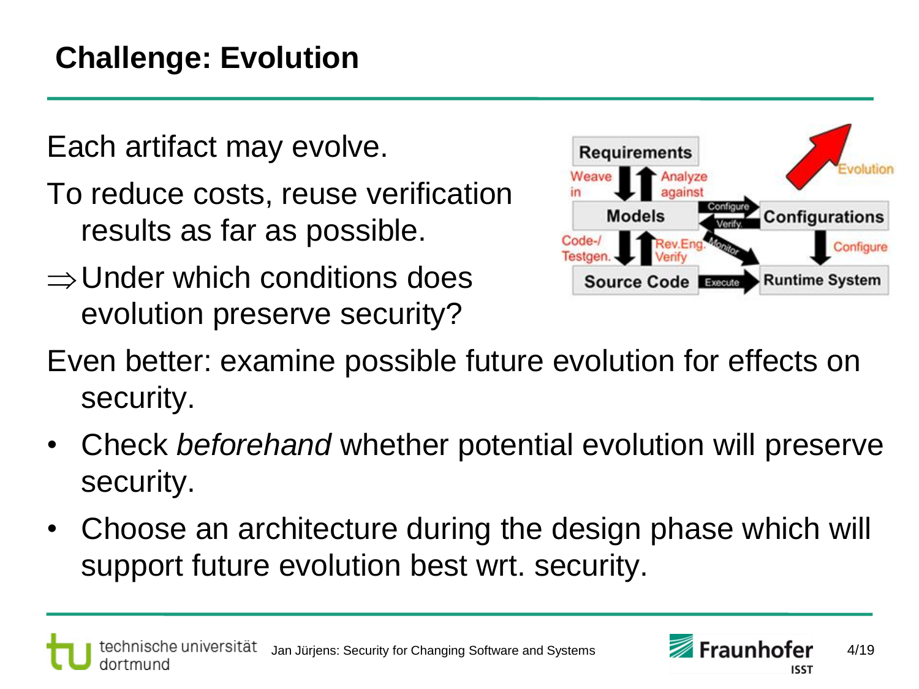# Challenge: Evolution

Each artifact may evolve.

To reduce costs, reuse verification results as far as possible.

$\Rightarrow$ Under which conditions does evolution preserve security?

Even better: examine possible future evolution for effects on security.

- Check *beforehand* whether potential evolution will preserve security.
- Choose an architecture during the design phase which will support future evolution best wrt. security.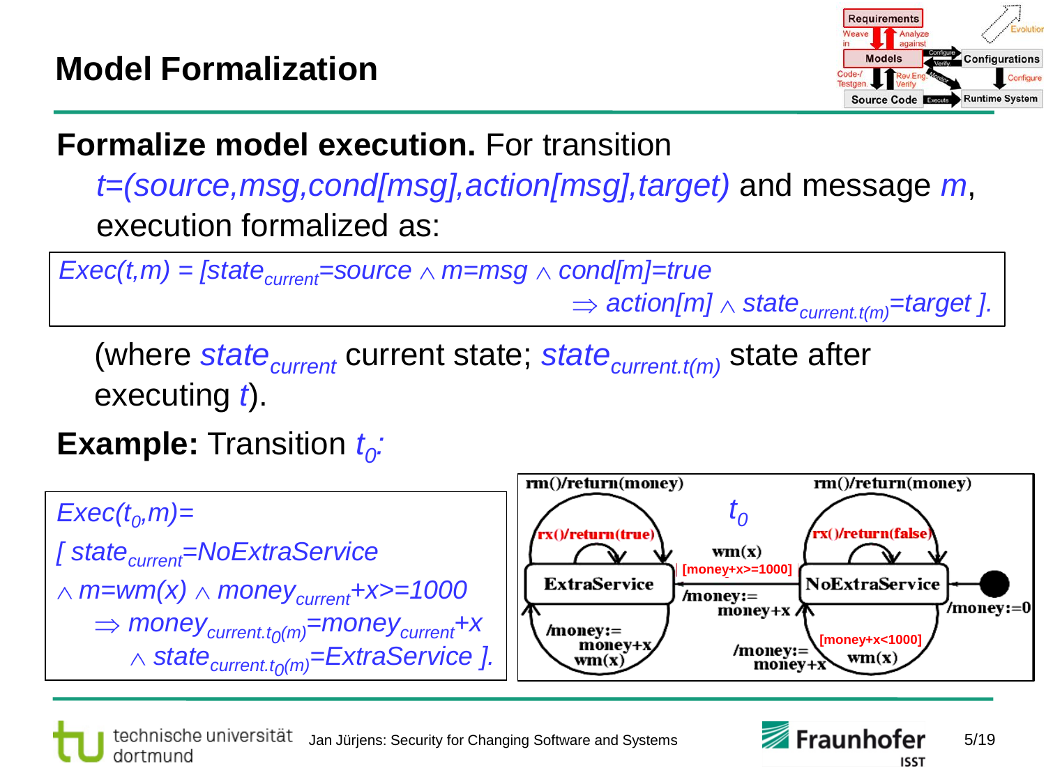# Model Formalization

**Formalize model execution.** For transition $t=(source,msg,cond[msg],action[msg],target)$ and message $m$, execution formalized as:

$$Exec(t,m) = [state_{current}=source \wedge m=msg \wedge cond[m]=true \Rightarrow action[m] \wedge state_{current.t(m)}=target ].$$

(where $state_{current}$ current state; $state_{current.t(m)}$ state after executing $t$).

**Example:** Transition $t_0$:

$$Exec(t_0,m)= [ state_{current}=NoExtraService \wedge m=wm(x) \wedge money_{current}+x>=1000 \Rightarrow money_{current.t_0(m)}=money_{current}+x \wedge state_{current.t_0(m)}=ExtraService ].$$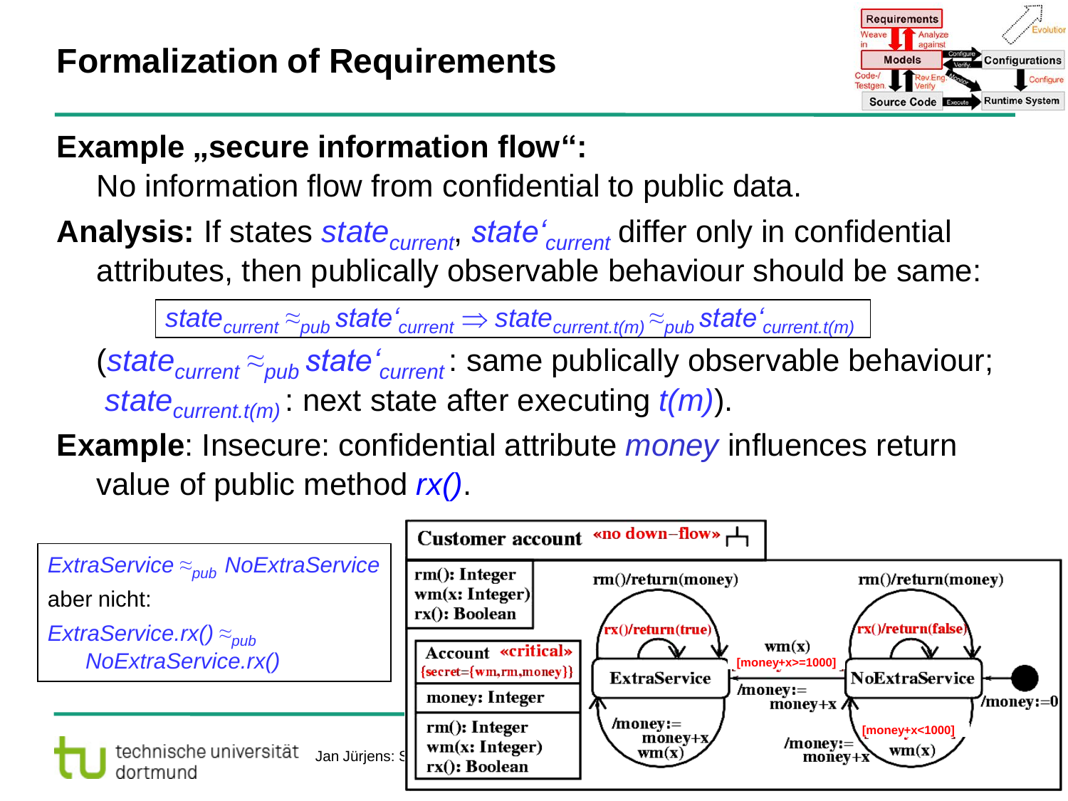# Formalization of Requirements

**Example „secure information flow“:**

No information flow from confidential to public data.

**Analysis:** If states $state_{current}$, $state'_{current}$ differ only in confidential attributes, then publically observable behaviour should be same:

$$state_{current} \approx_{pub} state'_{current} \Rightarrow state_{current.t(m)} \approx_{pub} state'_{current.t(m)}$$

($state_{current} \approx_{pub} state'_{current}$: same publically observable behaviour; $state_{current.t(m)}$: next state after executing $t(m)$).

**Example**: Insecure: confidential attribute *money* influences return value of public method *rx()*.

*ExtraService* $\approx_{pub}$ *NoExtraService*

aber nicht:

*ExtraService.rx()* $\approx_{pub}$ *NoExtraService.rx()*

**Customer account** «no down–flow»

rm(): Integer
wm(x: Integer)
rx(): Boolean

**Account** «critical» {secret={wm,rm,money}}

money: Integer

rm(): Integer
wm(x: Integer)
rx(): Boolean

ExtraService: rm()/return(money), rx()/return(true), wm(x) /money:=money+x

NoExtraService: rm()/return(money), rx()/return(false), [money+x<1000] wm(x) /money:=money+x

NoExtraService → ExtraService: wm(x) [money+x>=1000] /money:=money+x

Initial → NoExtraService: /money:=0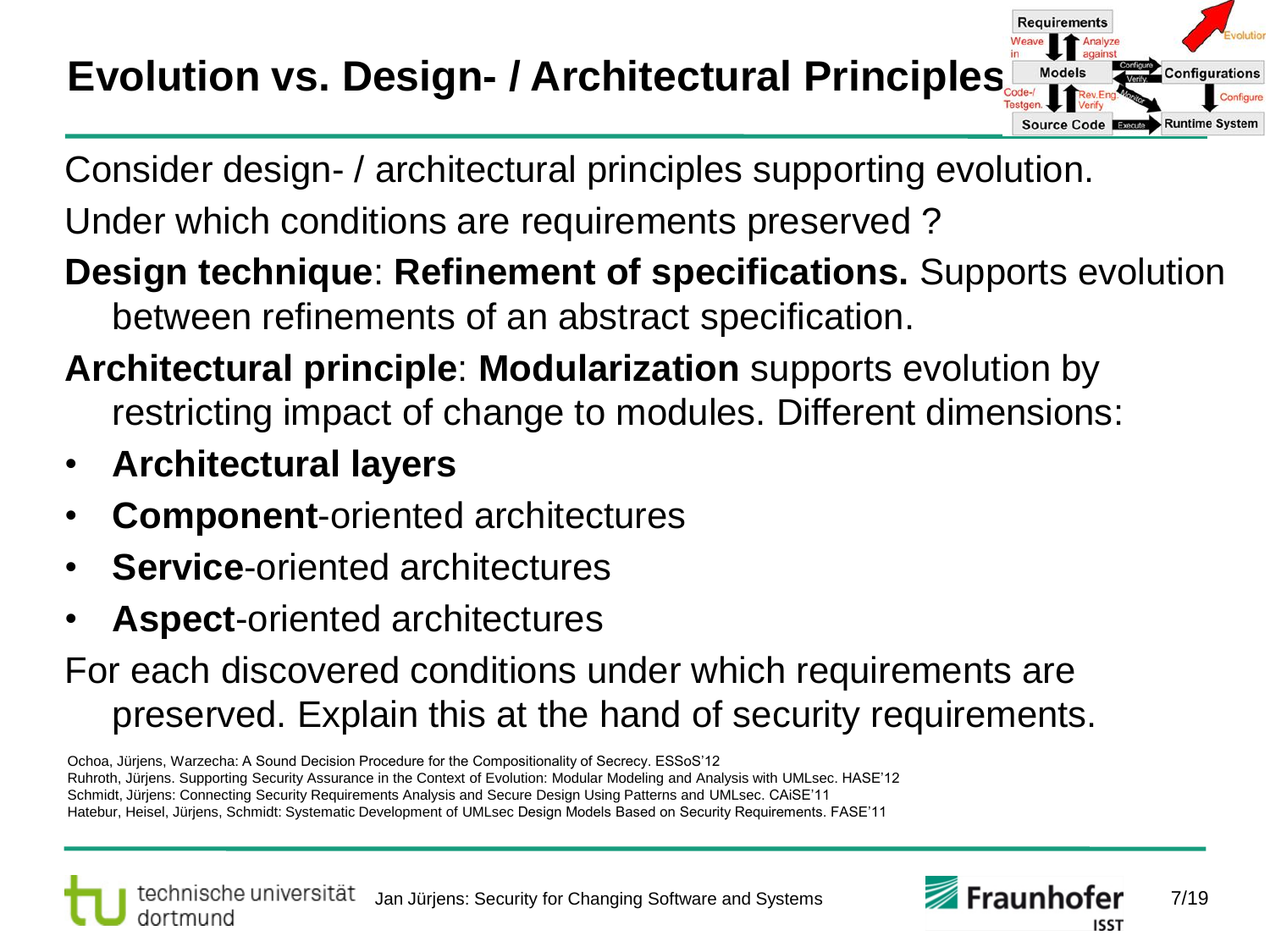# Evolution vs. Design- / Architectural Principles

Consider design- / architectural principles supporting evolution.

Under which conditions are requirements preserved ?

**Design technique**: **Refinement of specifications.** Supports evolution between refinements of an abstract specification.

**Architectural principle**: **Modularization** supports evolution by restricting impact of change to modules. Different dimensions:

- **Architectural layers**
- **Component**-oriented architectures
- **Service**-oriented architectures
- **Aspect**-oriented architectures

For each discovered conditions under which requirements are preserved. Explain this at the hand of security requirements.

Ochoa, Jürjens, Warzecha: A Sound Decision Procedure for the Compositionality of Secrecy. ESSoS'12
Ruhroth, Jürjens. Supporting Security Assurance in the Context of Evolution: Modular Modeling and Analysis with UMLsec. HASE'12
Schmidt, Jürjens: Connecting Security Requirements Analysis and Secure Design Using Patterns and UMLsec. CAiSE'11
Hatebur, Heisel, Jürjens, Schmidt: Systematic Development of UMLsec Design Models Based on Security Requirements. FASE'11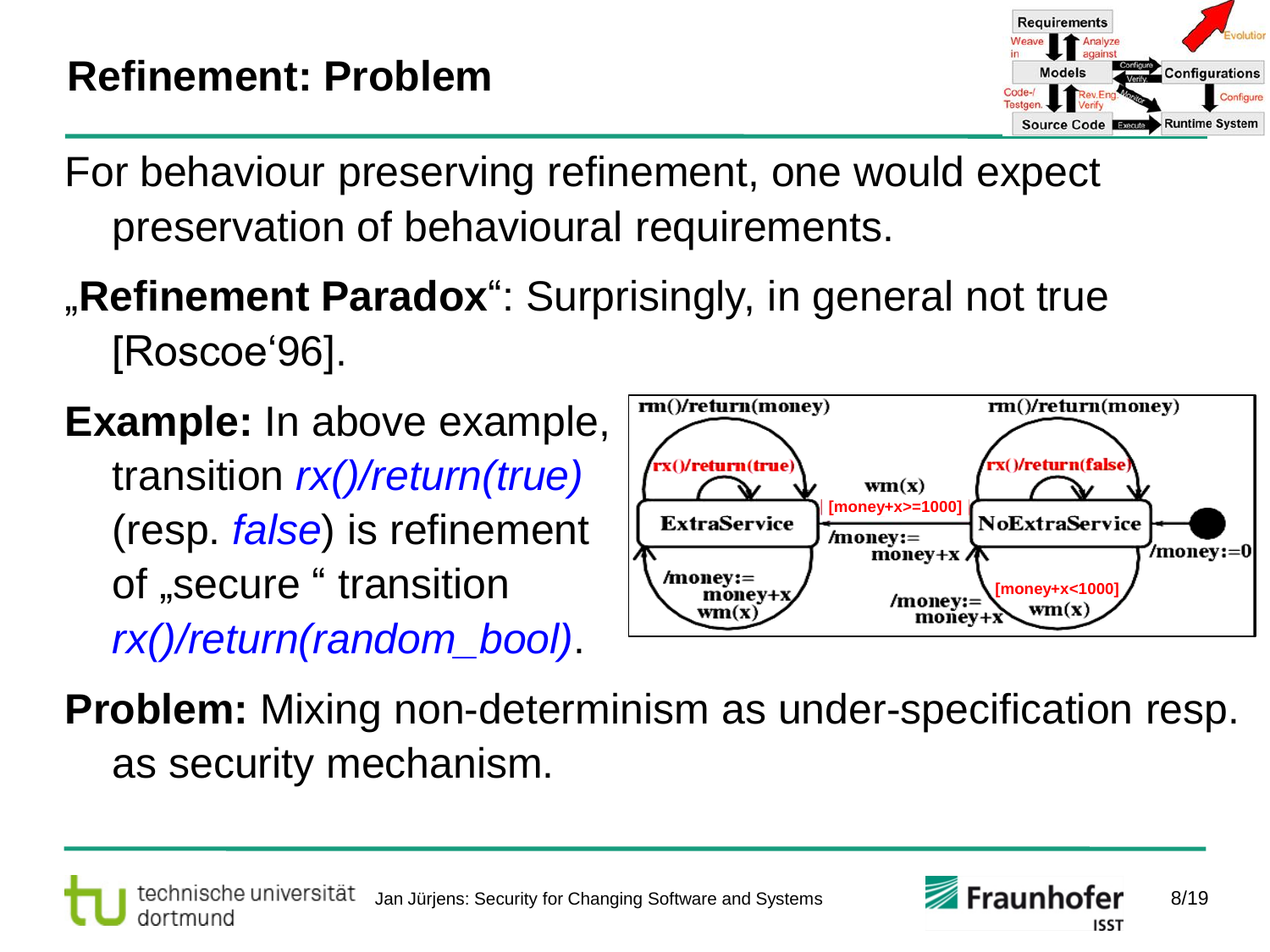## Refinement: Problem

For behaviour preserving refinement, one would expect preservation of behavioural requirements.

„**Refinement Paradox**": Surprisingly, in general not true [Roscoe'96].

**Example:** In above example, transition *rx()/return(true)* (resp. *false*) is refinement of „secure " transition *rx()/return(random_bool)*.

**Problem:** Mixing non-determinism as under-specification resp. as security mechanism.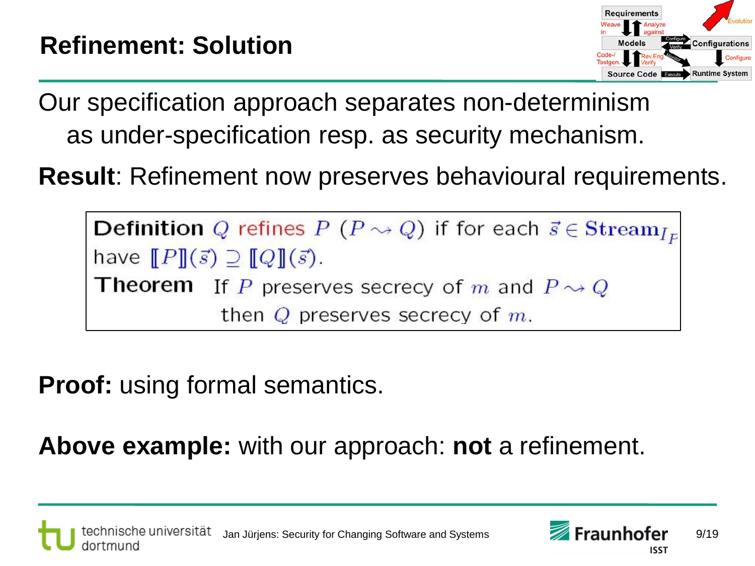# Refinement: Solution

Our specification approach separates non-determinism as under-specification resp. as security mechanism.

**Result**: Refinement now preserves behavioural requirements.

> **Definition** $Q$ refines $P$ ($P \rightsquigarrow Q$) if for each $\vec{s} \in \mathbf{Stream}_{I_P}$ have $[\![P]\!](\vec{s}) \supseteq [\![Q]\!](\vec{s})$.
>
> **Theorem** If $P$ preserves secrecy of $m$ and $P \rightsquigarrow Q$ then $Q$ preserves secrecy of $m$.

**Proof:** using formal semantics.

**Above example:** with our approach: **not** a refinement.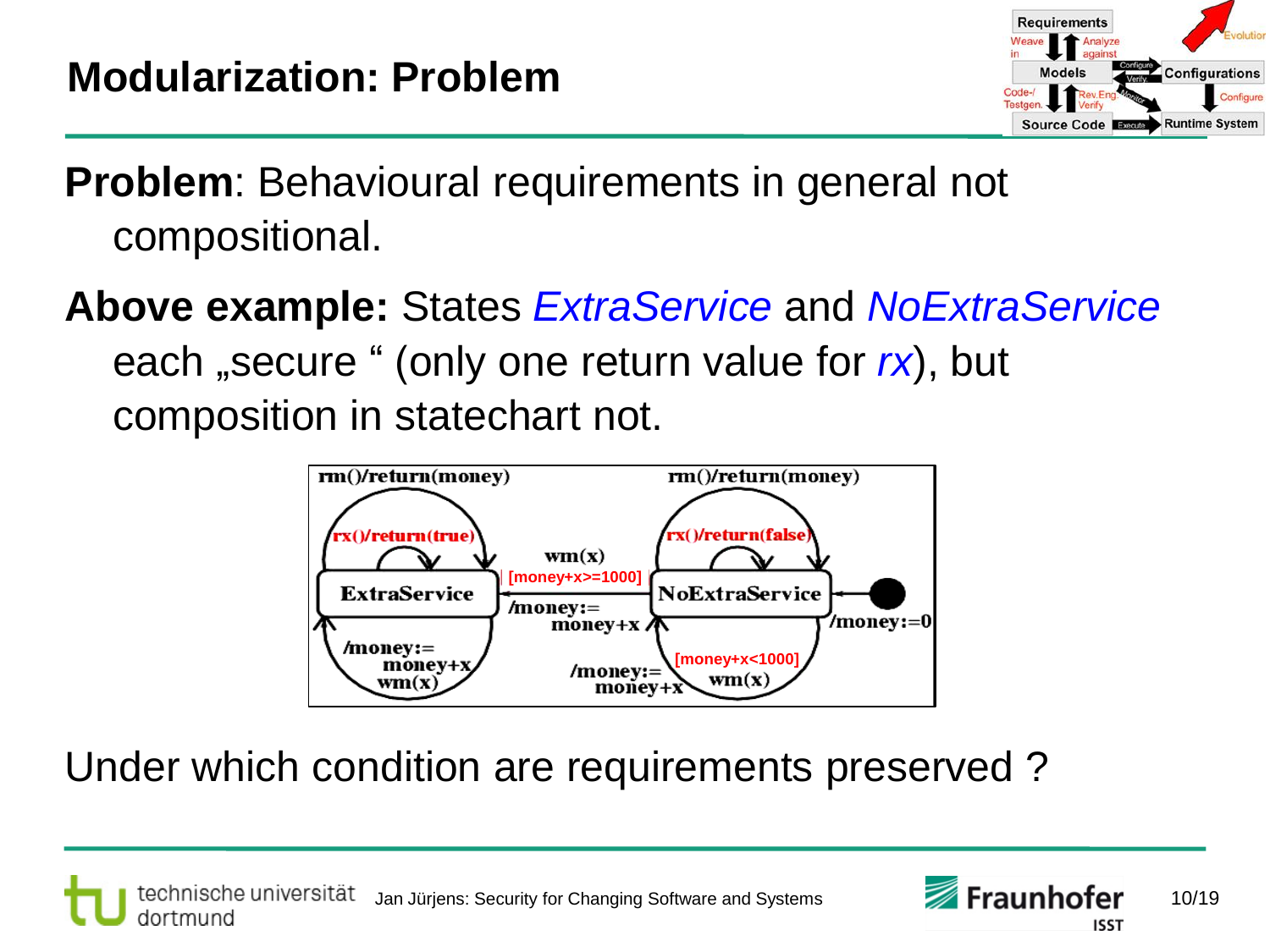# Modularization: Problem

**Problem**: Behavioural requirements in general not compositional.

**Above example:** States *ExtraService* and *NoExtraService* each „secure " (only one return value for *rx*), but composition in statechart not.

Under which condition are requirements preserved ?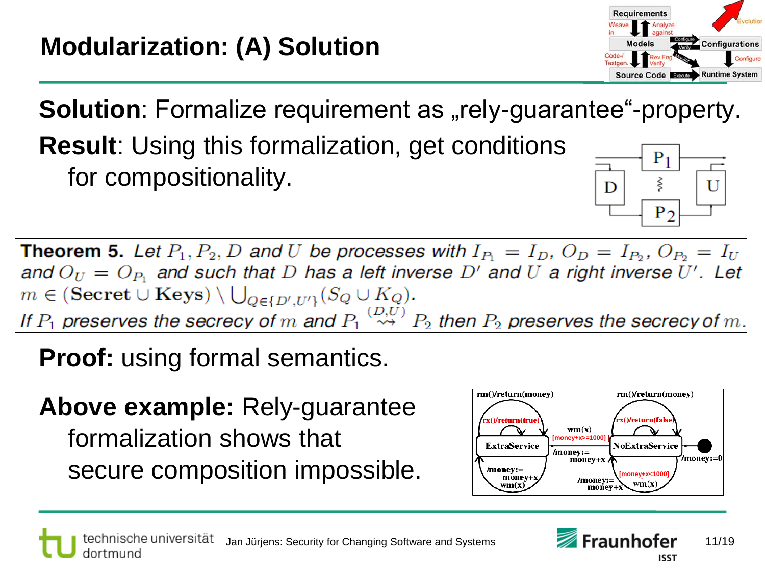# Modularization: (A) Solution

**Solution**: Formalize requirement as „rely-guarantee"-property.

**Result**: Using this formalization, get conditions for compositionality.

**Theorem 5.** *Let $P_1, P_2, D$ and $U$ be processes with $I_{P_1} = I_D$, $O_D = I_{P_2}$, $O_{P_2} = I_U$ and $O_U = O_{P_1}$ and such that $D$ has a left inverse $D'$ and $U$ a right inverse $U'$. Let $m \in (\mathbf{Secret} \cup \mathbf{Keys}) \setminus \bigcup_{Q \in \{D', U'\}} (S_Q \cup K_Q)$.*
*If $P_1$ preserves the secrecy of $m$ and $P_1 \overset{(D,U)}{\rightsquigarrow} P_2$ then $P_2$ preserves the secrecy of $m$.*

**Proof:** using formal semantics.

**Above example:** Rely-guarantee formalization shows that secure composition impossible.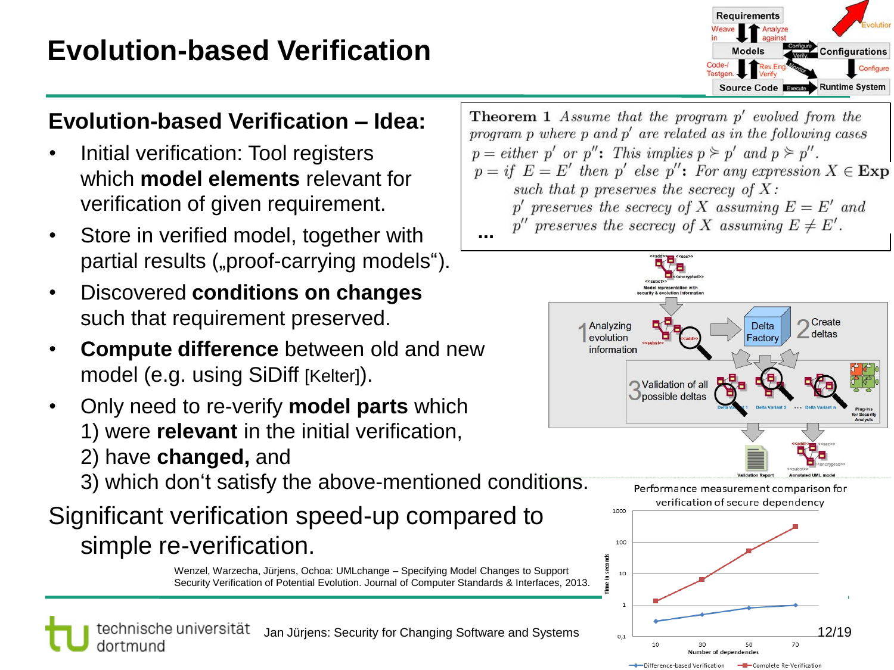# Evolution-based Verification

## Evolution-based Verification – Idea:

- Initial verification: Tool registers which **model elements** relevant for verification of given requirement.
- Store in verified model, together with partial results („proof-carrying models").
- Discovered **conditions on changes** such that requirement preserved.
- **Compute difference** between old and new model (e.g. using SiDiff [Kelter]).
- Only need to re-verify **model parts** which
  1) were **relevant** in the initial verification,
  2) have **changed,** and
  3) which don't satisfy the above-mentioned conditions.

Significant verification speed-up compared to simple re-verification.

**Theorem 1** *Assume that the program $p'$ evolved from the program $p$ where $p$ and $p'$ are related as in the following cases*

$p =$ *either* $p'$ *or* $p''$: *This implies* $p \succcurlyeq p'$ *and* $p \succcurlyeq p''$.

$p =$ *if* $E = E'$ *then* $p'$ *else* $p''$: *For any expression* $X \in \mathbf{Exp}$ *such that* $p$ *preserves the secrecy of* $X$:
*$p'$ preserves the secrecy of $X$ assuming $E = E'$ and*
*$p''$ preserves the secrecy of $X$ assuming $E \neq E'$.*

...

Wenzel, Warzecha, Jürjens, Ochoa: UMLchange – Specifying Model Changes to Support Security Verification of Potential Evolution. Journal of Computer Standards & Interfaces, 2013.

Performance measurement comparison for verification of secure dependency

| Number of dependencies | 10 | 30 | 50 | 70 |
|---|---|---|---|---|
| Difference-based Verification (s) | ~0.3 | ~0.5 | ~0.8 | ~1 |
| Complete Re-Verification (s) | ~1.3 | ~6.5 | ~50 | ~300 |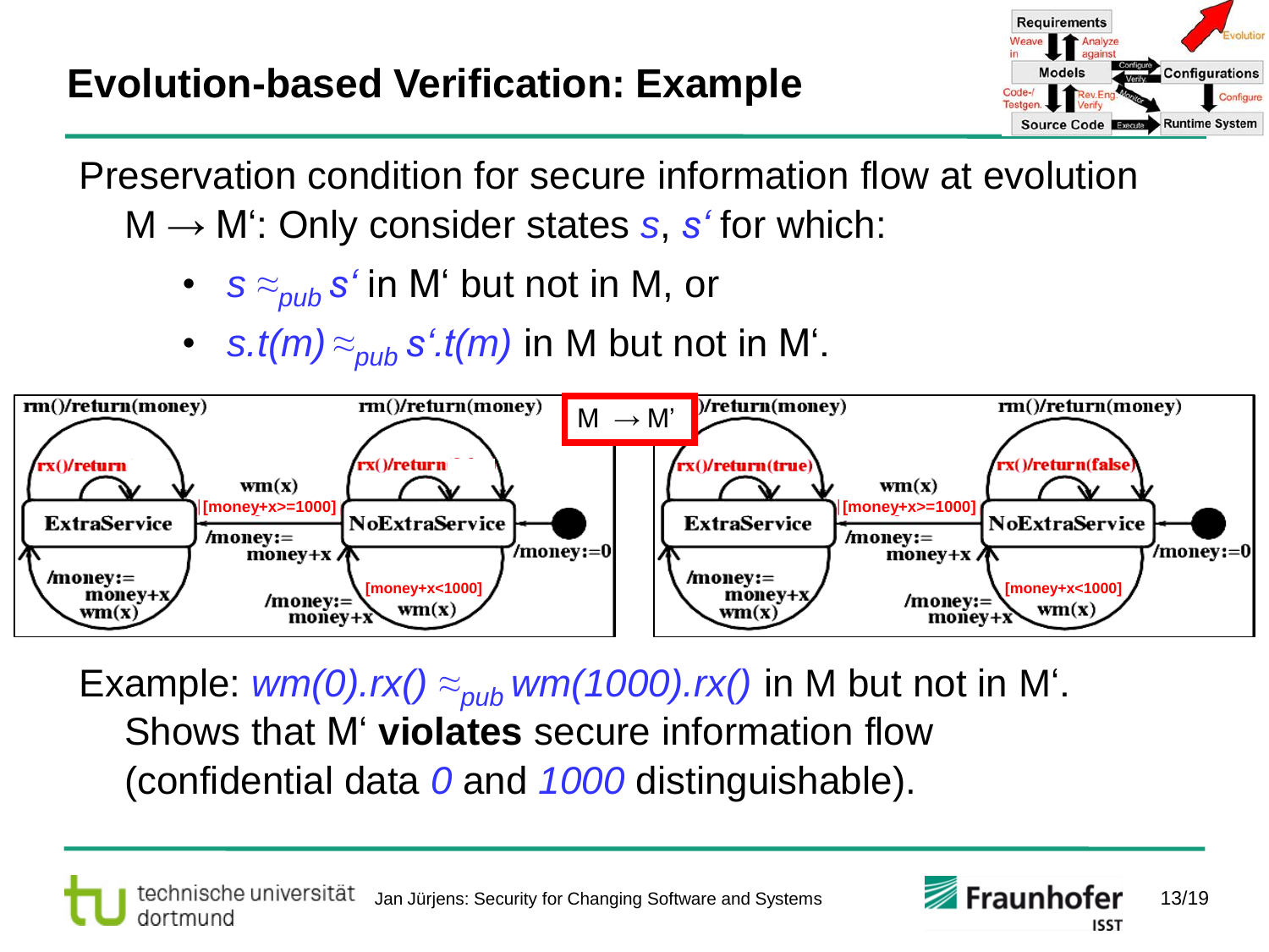# Evolution-based Verification: Example

Preservation condition for secure information flow at evolution M → M‘: Only consider states $s$, $s'$ for which:

- $s \approx_{pub} s'$ in M‘ but not in M, or
- $s.t(m) \approx_{pub} s'.t(m)$ in M but not in M‘.

Example: $wm(0).rx() \approx_{pub} wm(1000).rx()$ in M but not in M‘.
Shows that M‘ **violates** secure information flow (confidential data $0$ and $1000$ distinguishable).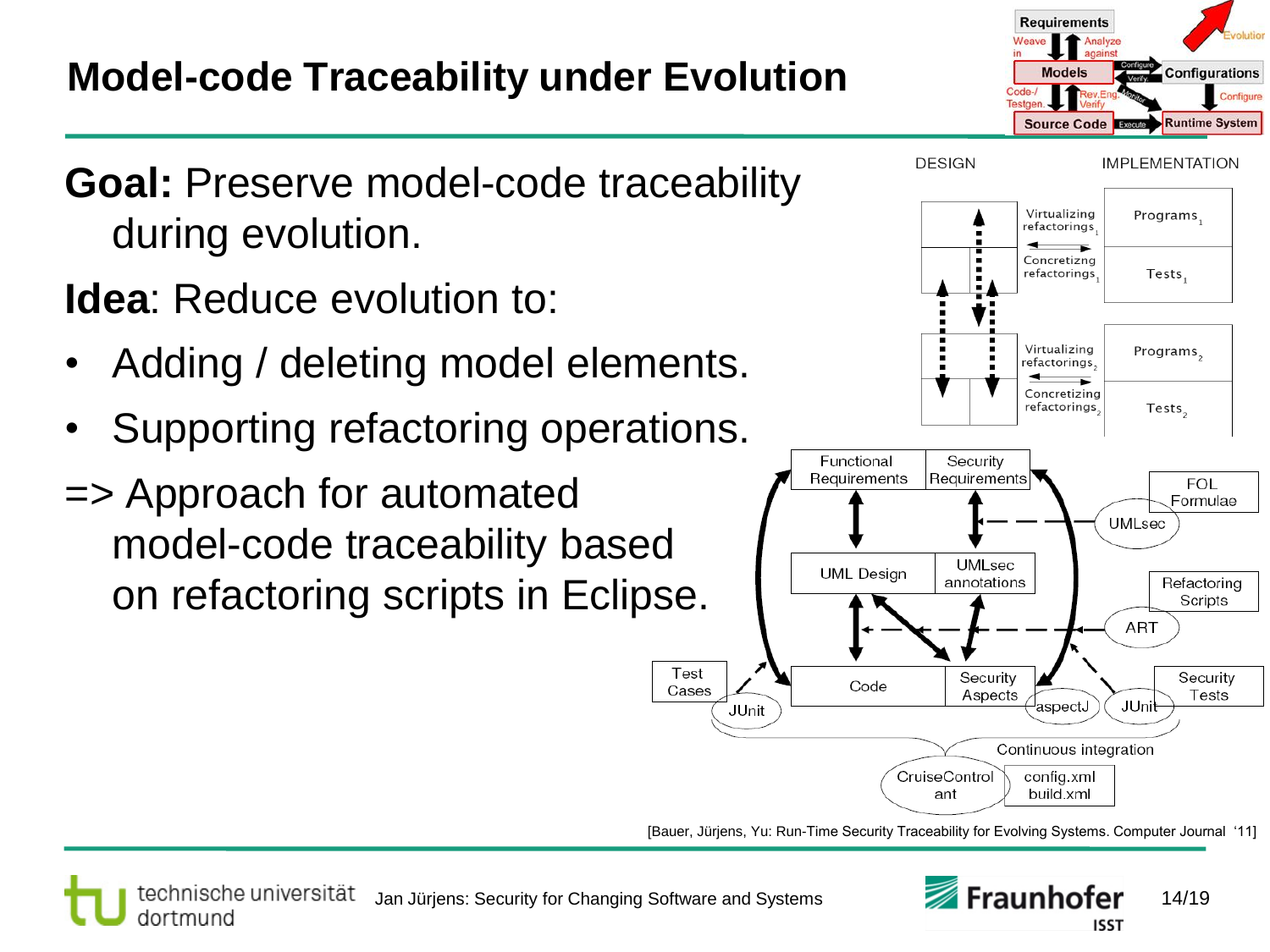# Model-code Traceability under Evolution

**Goal:** Preserve model-code traceability during evolution.

**Idea**: Reduce evolution to:

- Adding / deleting model elements.
- Supporting refactoring operations.

=> Approach for automated model-code traceability based on refactoring scripts in Eclipse.

[Bauer, Jürjens, Yu: Run-Time Security Traceability for Evolving Systems. Computer Journal '11]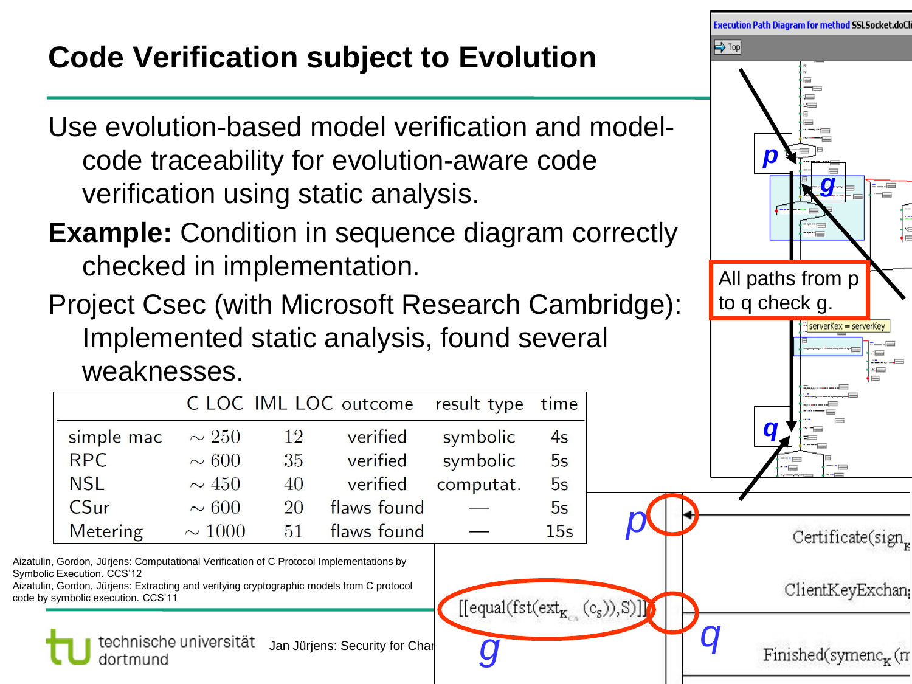# Code Verification subject to Evolution

Use evolution-based model verification and model-code traceability for evolution-aware code verification using static analysis.

**Example:** Condition in sequence diagram correctly checked in implementation.

Project Csec (with Microsoft Research Cambridge): Implemented static analysis, found several weaknesses.

| | C LOC | IML LOC | outcome | result type | time |
|---|---|---|---|---|---|
| simple mac | ~ 250 | 12 | verified | symbolic | 4s |
| RPC | ~ 600 | 35 | verified | symbolic | 5s |
| NSL | ~ 450 | 40 | verified | computat. | 5s |
| CSur | ~ 600 | 20 | flaws found | — | 5s |
| Metering | ~ 1000 | 51 | flaws found | — | 15s |

Aizatulin, Gordon, Jürjens: Computational Verification of C Protocol Implementations by Symbolic Execution. CCS'12

Aizatulin, Gordon, Jürjens: Extracting and verifying cryptographic models from C protocol code by symbolic execution. CCS'11

All paths from p to q check g.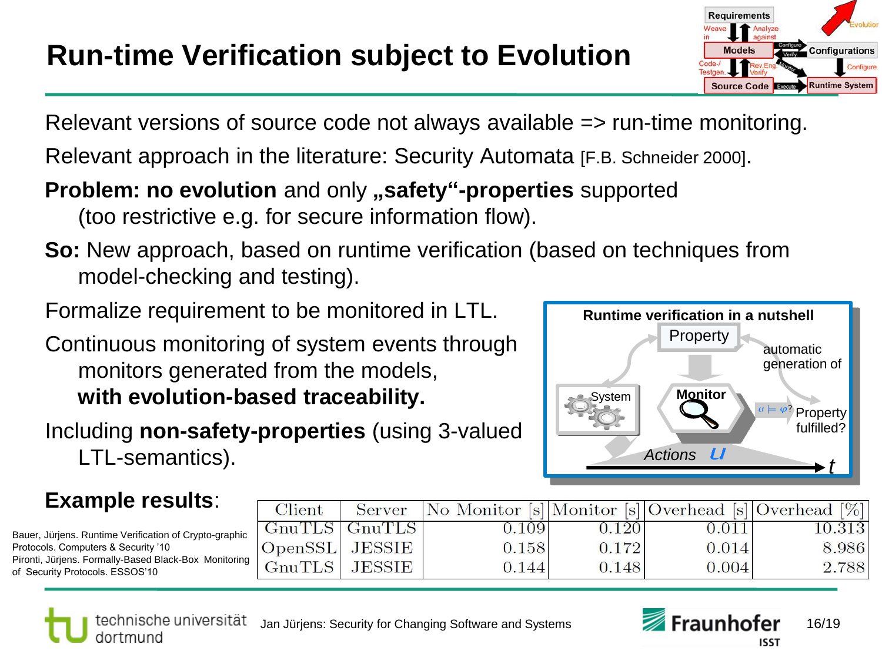# Run-time Verification subject to Evolution

Relevant versions of source code not always available => run-time monitoring.

Relevant approach in the literature: Security Automata [F.B. Schneider 2000].

**Problem: no evolution** and only **„safety“-properties** supported (too restrictive e.g. for secure information flow).

**So:** New approach, based on runtime verification (based on techniques from model-checking and testing).

Formalize requirement to be monitored in LTL.

Continuous monitoring of system events through monitors generated from the models, **with evolution-based traceability.**

Including **non-safety-properties** (using 3-valued LTL-semantics).

**Runtime verification in a nutshell**

Property — automatic generation of — System — Monitor — $u \models \varphi$? Property fulfilled? — Actions $u$ — $t$

**Example results**:

| Client | Server | No Monitor [s] | Monitor [s] | Overhead [s] | Overhead [%] |
|---|---|---|---|---|---|
| GnuTLS | GnuTLS | 0.109 | 0.120 | 0.011 | 10.313 |
| OpenSSL | JESSIE | 0.158 | 0.172 | 0.014 | 8.986 |
| GnuTLS | JESSIE | 0.144 | 0.148 | 0.004 | 2.788 |

Bauer, Jürjens. Runtime Verification of Crypto-graphic Protocols. Computers & Security '10

Pironti, Jürjens. Formally-Based Black-Box Monitoring of Security Protocols. ESSOS'10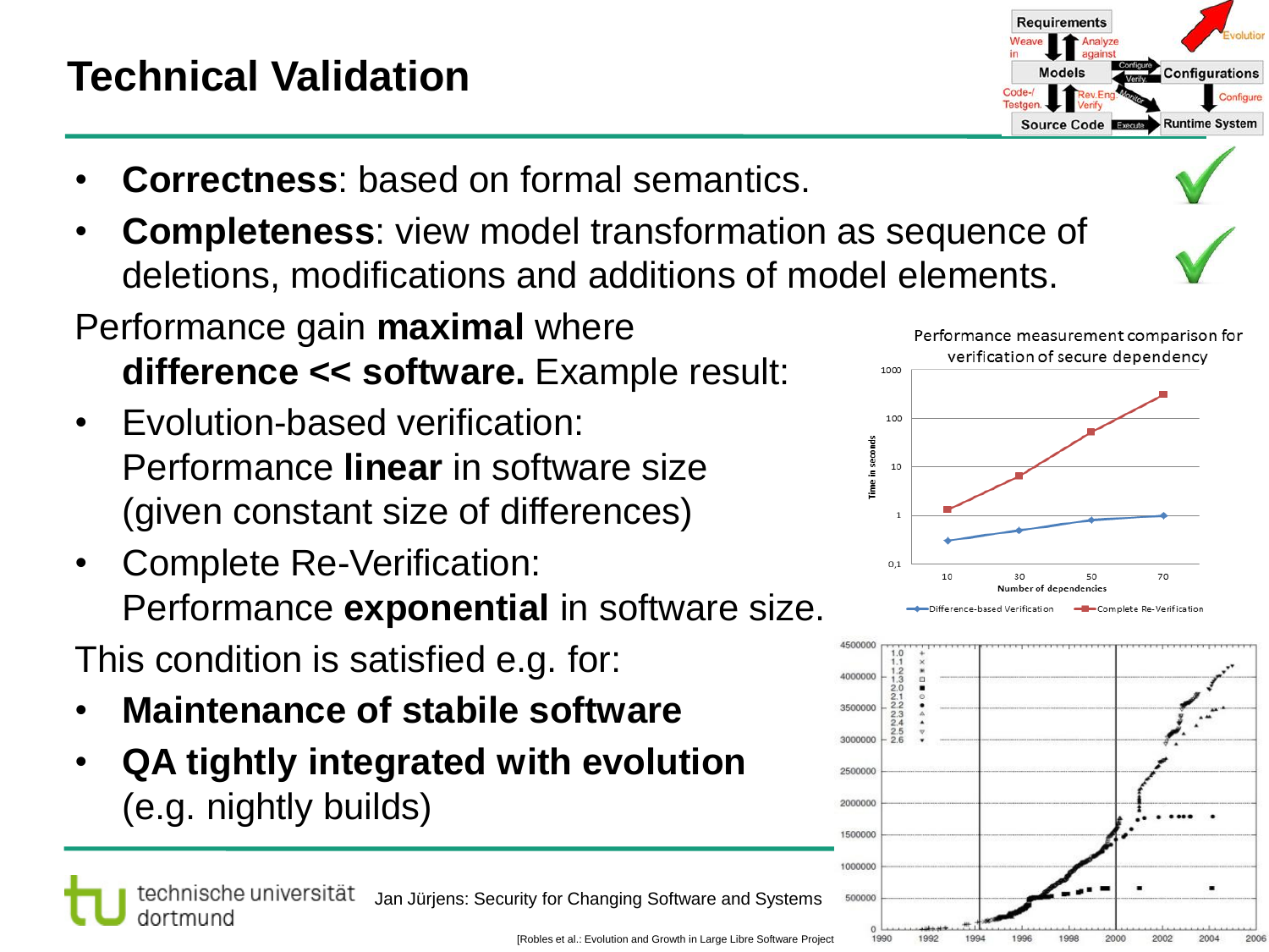# Technical Validation

- **Correctness**: based on formal semantics.
- **Completeness**: view model transformation as sequence of deletions, modifications and additions of model elements.

Performance gain **maximal** where **difference << software.** Example result:

- Evolution-based verification: Performance **linear** in software size (given constant size of differences)
- Complete Re-Verification: Performance **exponential** in software size.

This condition is satisfied e.g. for:

- **Maintenance of stabile software**
- **QA tightly integrated with evolution** (e.g. nightly builds)

Performance measurement comparison for verification of secure dependency

[Robles et al.: Evolution and Growth in Large Libre Software Project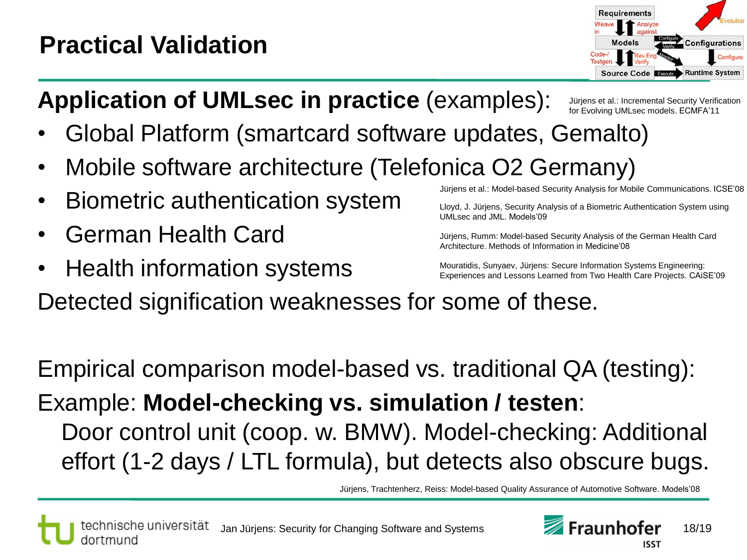# Practical Validation

**Application of UMLsec in practice** (examples):

Jürjens et al.: Incremental Security Verification for Evolving UMLsec models. ECMFA'11

- Global Platform (smartcard software updates, Gemalto)
- Mobile software architecture (Telefonica O2 Germany)
- Biometric authentication system
- German Health Card
- Health information systems

Jürjens et al.: Model-based Security Analysis for Mobile Communications. ICSE'08

Lloyd, J. Jürjens, Security Analysis of a Biometric Authentication System using UMLsec and JML. Models'09

Jürjens, Rumm: Model-based Security Analysis of the German Health Card Architecture. Methods of Information in Medicine'08

Mouratidis, Sunyaev, Jürjens: Secure Information Systems Engineering: Experiences and Lessons Learned from Two Health Care Projects. CAiSE'09

Detected signification weaknesses for some of these.

Empirical comparison model-based vs. traditional QA (testing):

Example: **Model-checking vs. simulation / testen**:

Door control unit (coop. w. BMW). Model-checking: Additional effort (1-2 days / LTL formula), but detects also obscure bugs.

Jürjens, Trachtenherz, Reiss: Model-based Quality Assurance of Automotive Software. Models'08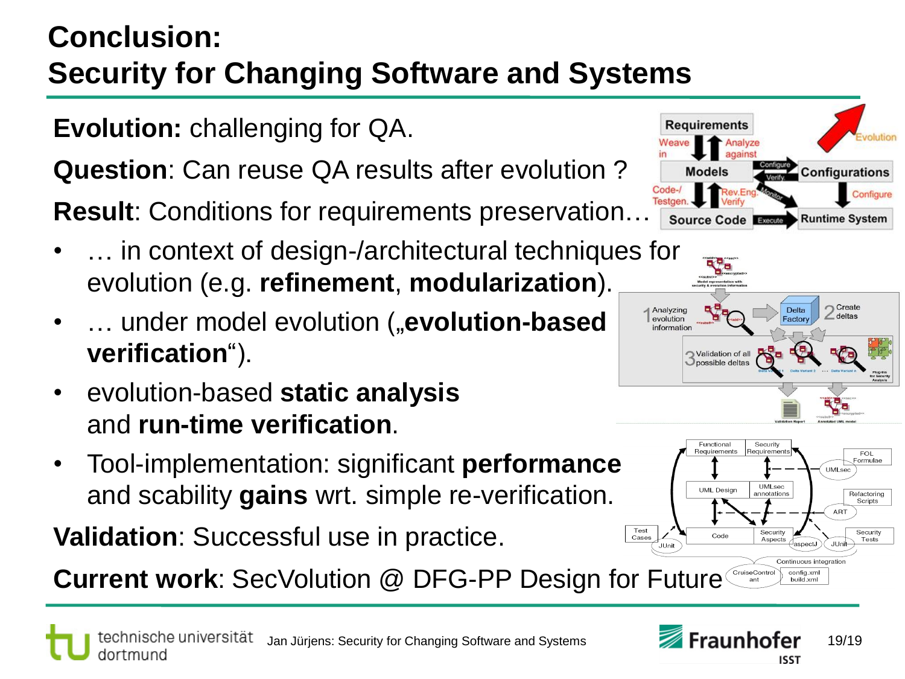# Conclusion: Security for Changing Software and Systems

**Evolution:** challenging for QA.

**Question**: Can reuse QA results after evolution ?

**Result**: Conditions for requirements preservation…

- … in context of design-/architectural techniques for evolution (e.g. **refinement**, **modularization**).
- … under model evolution („**evolution-based verification**“).
- evolution-based **static analysis** and **run-time verification**.
- Tool-implementation: significant **performance** and scability **gains** wrt. simple re-verification.

**Validation**: Successful use in practice.

**Current work**: SecVolution @ DFG-PP Design for Future